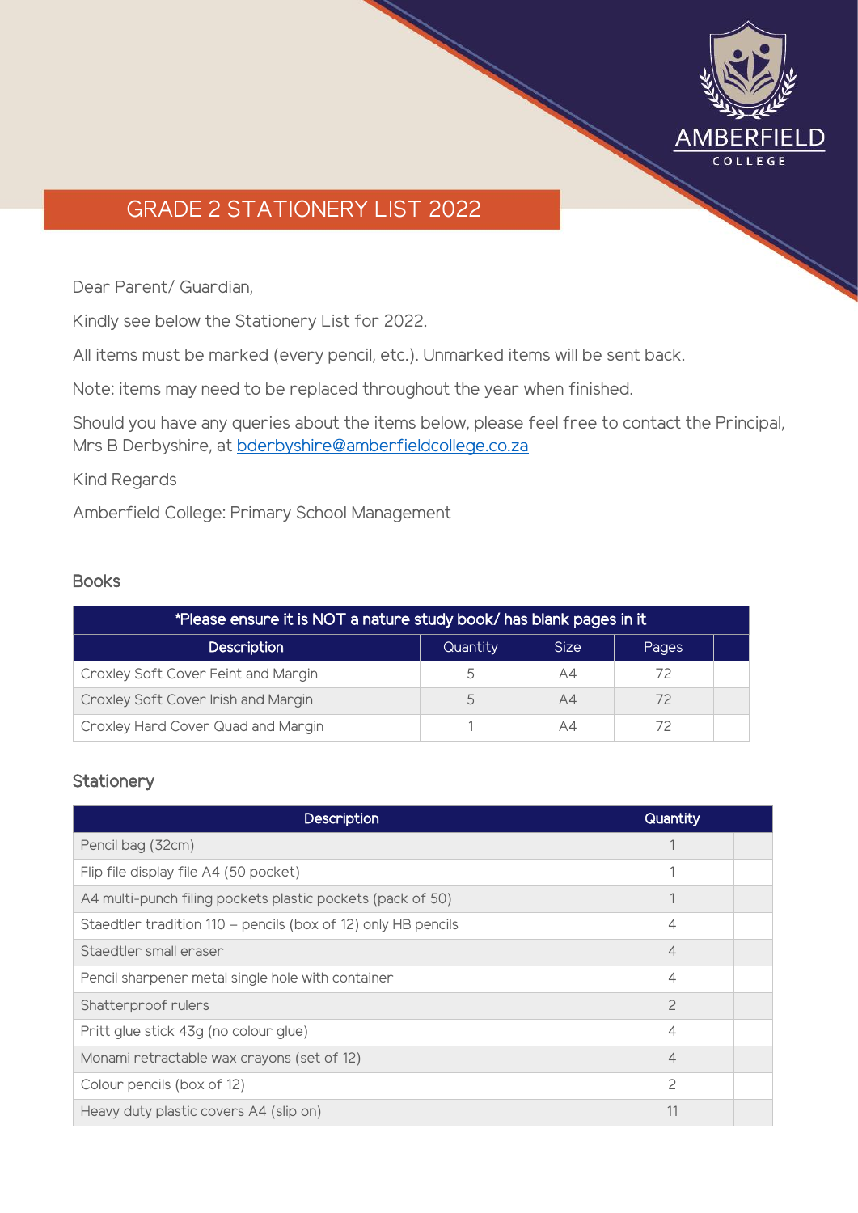# GRADE 2 STATIONERY LIST 2022

Dear Parent/ Guardian,

Kindly see below the Stationery List for 2022.

All items must be marked (every pencil, etc.). Unmarked items will be sent back.

Note: items may need to be replaced throughout the year when finished.

Should you have any queries about the items below, please feel free to contact the Principal, Mrs B Derbyshire, at bderbyshire@amberfieldcollege.co.za

Kind Regards

Amberfield College: Primary School Management

## Books

| *Please ensure it is NOT a nature study book/ has blank pages in it | | | | |
|---|---|---|---|---|
| **Description** | **Quantity** | **Size** | **Pages** | |
| Croxley Soft Cover Feint and Margin | 5 | A4 | 72 | |
| Croxley Soft Cover Irish and Margin | 5 | A4 | 72 | |
| Croxley Hard Cover Quad and Margin | 1 | A4 | 72 | |

## Stationery

| Description | Quantity | |
|---|---|---|
| Pencil bag (32cm) | 1 | |
| Flip file display file A4 (50 pocket) | 1 | |
| A4 multi-punch filing pockets plastic pockets (pack of 50) | 1 | |
| Staedtler tradition 110 – pencils (box of 12) only HB pencils | 4 | |
| Staedtler small eraser | 4 | |
| Pencil sharpener metal single hole with container | 4 | |
| Shatterproof rulers | 2 | |
| Pritt glue stick 43g (no colour glue) | 4 | |
| Monami retractable wax crayons (set of 12) | 4 | |
| Colour pencils (box of 12) | 2 | |
| Heavy duty plastic covers A4 (slip on) | 11 | |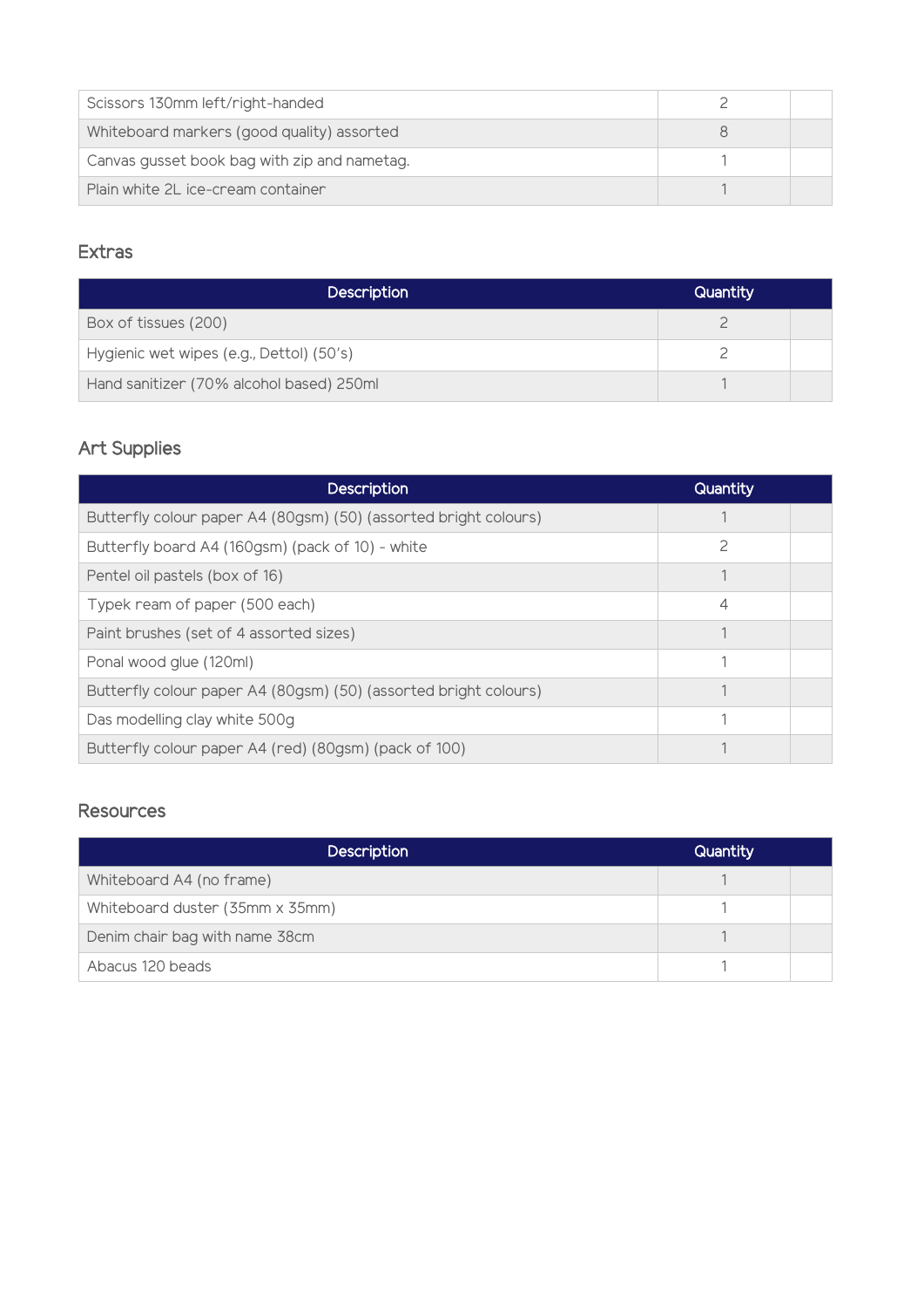| | | |
|---|---|---|
| Scissors 130mm left/right-handed | 2 | |
| Whiteboard markers (good quality) assorted | 8 | |
| Canvas gusset book bag with zip and nametag. | 1 | |
| Plain white 2L ice-cream container | 1 | |

## Extras

| Description | Quantity | |
|---|---|---|
| Box of tissues (200) | 2 | |
| Hygienic wet wipes (e.g., Dettol) (50's) | 2 | |
| Hand sanitizer (70% alcohol based) 250ml | 1 | |

## Art Supplies

| Description | Quantity | |
|---|---|---|
| Butterfly colour paper A4 (80gsm) (50) (assorted bright colours) | 1 | |
| Butterfly board A4 (160gsm) (pack of 10) - white | 2 | |
| Pentel oil pastels (box of 16) | 1 | |
| Typek ream of paper (500 each) | 4 | |
| Paint brushes (set of 4 assorted sizes) | 1 | |
| Ponal wood glue (120ml) | 1 | |
| Butterfly colour paper A4 (80gsm) (50) (assorted bright colours) | 1 | |
| Das modelling clay white 500g | 1 | |
| Butterfly colour paper A4 (red) (80gsm) (pack of 100) | 1 | |

## Resources

| Description | Quantity | |
|---|---|---|
| Whiteboard A4 (no frame) | 1 | |
| Whiteboard duster (35mm x 35mm) | 1 | |
| Denim chair bag with name 38cm | 1 | |
| Abacus 120 beads | 1 | |